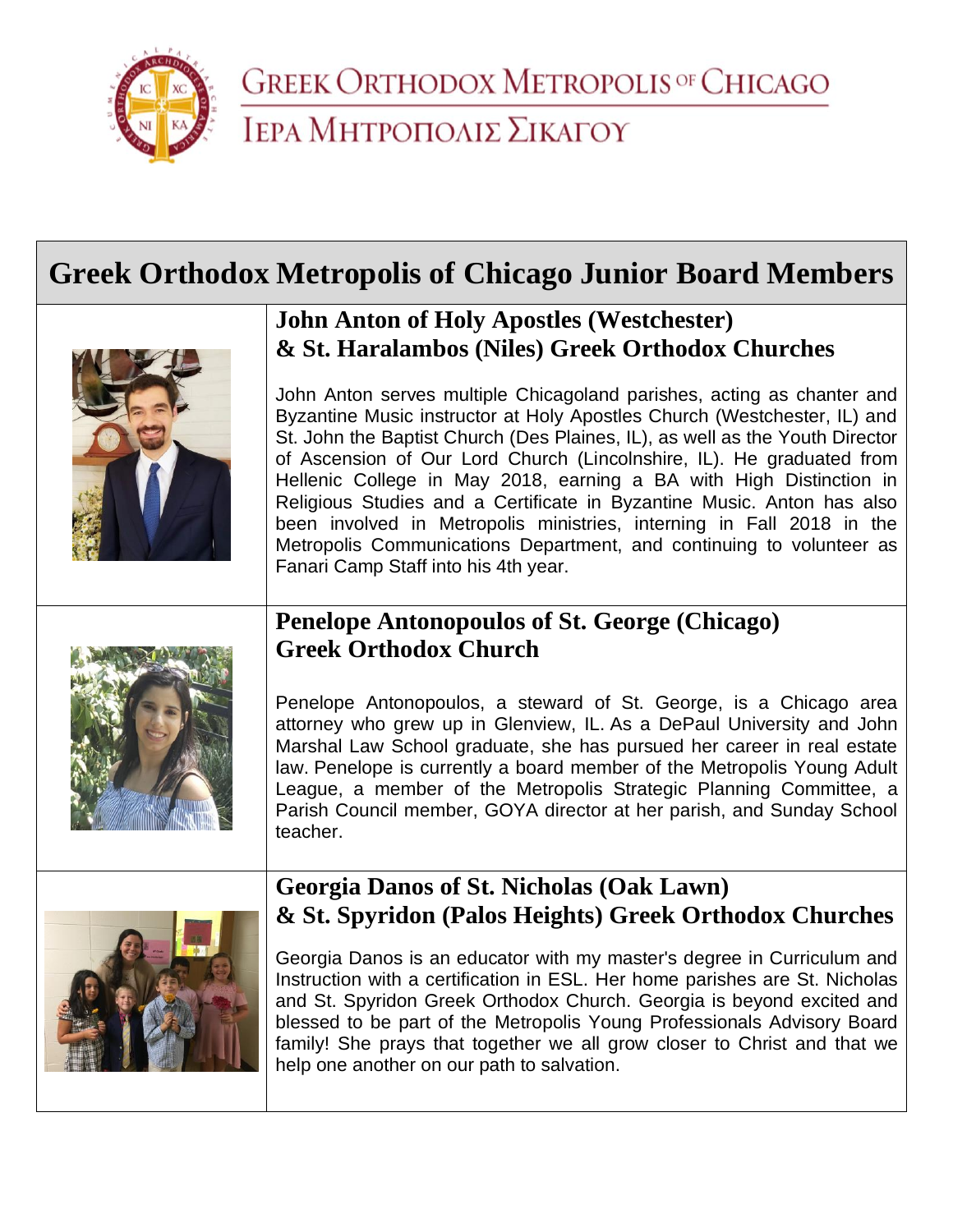GREEK ORTHODOX METROPOLIS OF CHICAGO

ΙΕΡΑ ΜΗΤΡΟΠΟΛΙΣ ΣΙΚΑΓΟΥ

# Greek Orthodox Metropolis of Chicago Junior Board Members

## John Anton of Holy Apostles (Westchester) & St. Haralambos (Niles) Greek Orthodox Churches

John Anton serves multiple Chicagoland parishes, acting as chanter and Byzantine Music instructor at Holy Apostles Church (Westchester, IL) and St. John the Baptist Church (Des Plaines, IL), as well as the Youth Director of Ascension of Our Lord Church (Lincolnshire, IL). He graduated from Hellenic College in May 2018, earning a BA with High Distinction in Religious Studies and a Certificate in Byzantine Music. Anton has also been involved in Metropolis ministries, interning in Fall 2018 in the Metropolis Communications Department, and continuing to volunteer as Fanari Camp Staff into his 4th year.

## Penelope Antonopoulos of St. George (Chicago) Greek Orthodox Church

Penelope Antonopoulos, a steward of St. George, is a Chicago area attorney who grew up in Glenview, IL. As a DePaul University and John Marshal Law School graduate, she has pursued her career in real estate law. Penelope is currently a board member of the Metropolis Young Adult League, a member of the Metropolis Strategic Planning Committee, a Parish Council member, GOYA director at her parish, and Sunday School teacher.

## Georgia Danos of St. Nicholas (Oak Lawn) & St. Spyridon (Palos Heights) Greek Orthodox Churches

Georgia Danos is an educator with my master's degree in Curriculum and Instruction with a certification in ESL. Her home parishes are St. Nicholas and St. Spyridon Greek Orthodox Church. Georgia is beyond excited and blessed to be part of the Metropolis Young Professionals Advisory Board family! She prays that together we all grow closer to Christ and that we help one another on our path to salvation.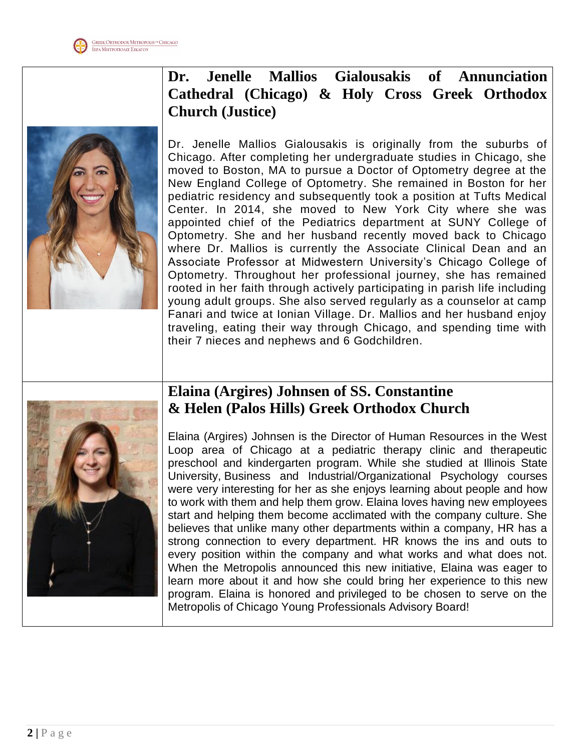## Dr. Jenelle Mallios Gialousakis of Annunciation Cathedral (Chicago) & Holy Cross Greek Orthodox Church (Justice)

Dr. Jenelle Mallios Gialousakis is originally from the suburbs of Chicago. After completing her undergraduate studies in Chicago, she moved to Boston, MA to pursue a Doctor of Optometry degree at the New England College of Optometry. She remained in Boston for her pediatric residency and subsequently took a position at Tufts Medical Center. In 2014, she moved to New York City where she was appointed chief of the Pediatrics department at SUNY College of Optometry. She and her husband recently moved back to Chicago where Dr. Mallios is currently the Associate Clinical Dean and an Associate Professor at Midwestern University's Chicago College of Optometry. Throughout her professional journey, she has remained rooted in her faith through actively participating in parish life including young adult groups. She also served regularly as a counselor at camp Fanari and twice at Ionian Village. Dr. Mallios and her husband enjoy traveling, eating their way through Chicago, and spending time with their 7 nieces and nephews and 6 Godchildren.

## Elaina (Argires) Johnsen of SS. Constantine & Helen (Palos Hills) Greek Orthodox Church

Elaina (Argires) Johnsen is the Director of Human Resources in the West Loop area of Chicago at a pediatric therapy clinic and therapeutic preschool and kindergarten program. While she studied at Illinois State University, Business and Industrial/Organizational Psychology courses were very interesting for her as she enjoys learning about people and how to work with them and help them grow. Elaina loves having new employees start and helping them become acclimated with the company culture. She believes that unlike many other departments within a company, HR has a strong connection to every department. HR knows the ins and outs to every position within the company and what works and what does not. When the Metropolis announced this new initiative, Elaina was eager to learn more about it and how she could bring her experience to this new program. Elaina is honored and privileged to be chosen to serve on the Metropolis of Chicago Young Professionals Advisory Board!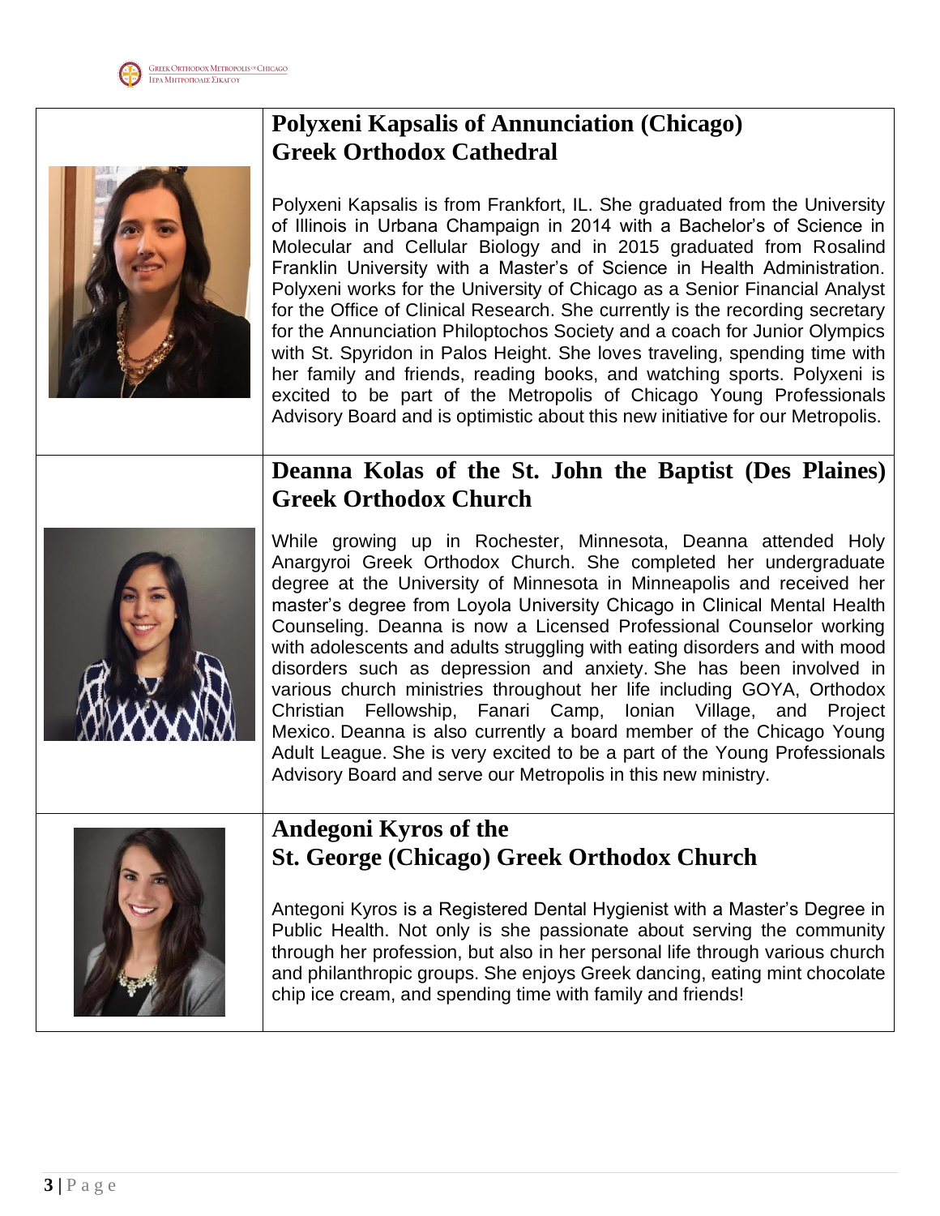## Polyxeni Kapsalis of Annunciation (Chicago) Greek Orthodox Cathedral

Polyxeni Kapsalis is from Frankfort, IL. She graduated from the University of Illinois in Urbana Champaign in 2014 with a Bachelor's of Science in Molecular and Cellular Biology and in 2015 graduated from Rosalind Franklin University with a Master's of Science in Health Administration. Polyxeni works for the University of Chicago as a Senior Financial Analyst for the Office of Clinical Research. She currently is the recording secretary for the Annunciation Philoptochos Society and a coach for Junior Olympics with St. Spyridon in Palos Height. She loves traveling, spending time with her family and friends, reading books, and watching sports. Polyxeni is excited to be part of the Metropolis of Chicago Young Professionals Advisory Board and is optimistic about this new initiative for our Metropolis.

## Deanna Kolas of the St. John the Baptist (Des Plaines) Greek Orthodox Church

While growing up in Rochester, Minnesota, Deanna attended Holy Anargyroi Greek Orthodox Church. She completed her undergraduate degree at the University of Minnesota in Minneapolis and received her master's degree from Loyola University Chicago in Clinical Mental Health Counseling. Deanna is now a Licensed Professional Counselor working with adolescents and adults struggling with eating disorders and with mood disorders such as depression and anxiety. She has been involved in various church ministries throughout her life including GOYA, Orthodox Christian Fellowship, Fanari Camp, Ionian Village, and Project Mexico. Deanna is also currently a board member of the Chicago Young Adult League. She is very excited to be a part of the Young Professionals Advisory Board and serve our Metropolis in this new ministry.

## Andegoni Kyros of the St. George (Chicago) Greek Orthodox Church

Antegoni Kyros is a Registered Dental Hygienist with a Master's Degree in Public Health. Not only is she passionate about serving the community through her profession, but also in her personal life through various church and philanthropic groups. She enjoys Greek dancing, eating mint chocolate chip ice cream, and spending time with family and friends!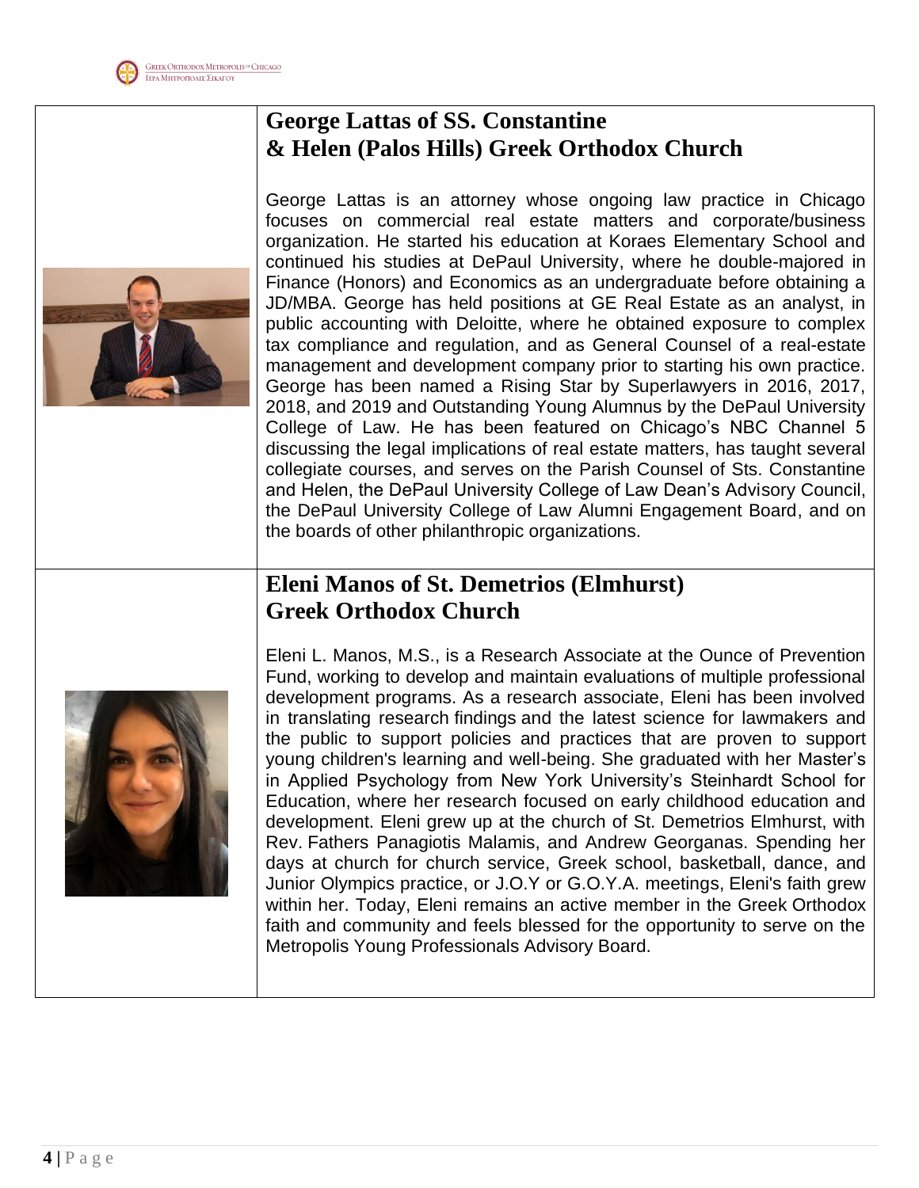## George Lattas of SS. Constantine & Helen (Palos Hills) Greek Orthodox Church

George Lattas is an attorney whose ongoing law practice in Chicago focuses on commercial real estate matters and corporate/business organization. He started his education at Koraes Elementary School and continued his studies at DePaul University, where he double-majored in Finance (Honors) and Economics as an undergraduate before obtaining a JD/MBA. George has held positions at GE Real Estate as an analyst, in public accounting with Deloitte, where he obtained exposure to complex tax compliance and regulation, and as General Counsel of a real-estate management and development company prior to starting his own practice. George has been named a Rising Star by Superlawyers in 2016, 2017, 2018, and 2019 and Outstanding Young Alumnus by the DePaul University College of Law. He has been featured on Chicago's NBC Channel 5 discussing the legal implications of real estate matters, has taught several collegiate courses, and serves on the Parish Counsel of Sts. Constantine and Helen, the DePaul University College of Law Dean's Advisory Council, the DePaul University College of Law Alumni Engagement Board, and on the boards of other philanthropic organizations.

## Eleni Manos of St. Demetrios (Elmhurst) Greek Orthodox Church

Eleni L. Manos, M.S., is a Research Associate at the Ounce of Prevention Fund, working to develop and maintain evaluations of multiple professional development programs. As a research associate, Eleni has been involved in translating research findings and the latest science for lawmakers and the public to support policies and practices that are proven to support young children's learning and well-being. She graduated with her Master's in Applied Psychology from New York University's Steinhardt School for Education, where her research focused on early childhood education and development. Eleni grew up at the church of St. Demetrios Elmhurst, with Rev. Fathers Panagiotis Malamis, and Andrew Georganas. Spending her days at church for church service, Greek school, basketball, dance, and Junior Olympics practice, or J.O.Y or G.O.Y.A. meetings, Eleni's faith grew within her. Today, Eleni remains an active member in the Greek Orthodox faith and community and feels blessed for the opportunity to serve on the Metropolis Young Professionals Advisory Board.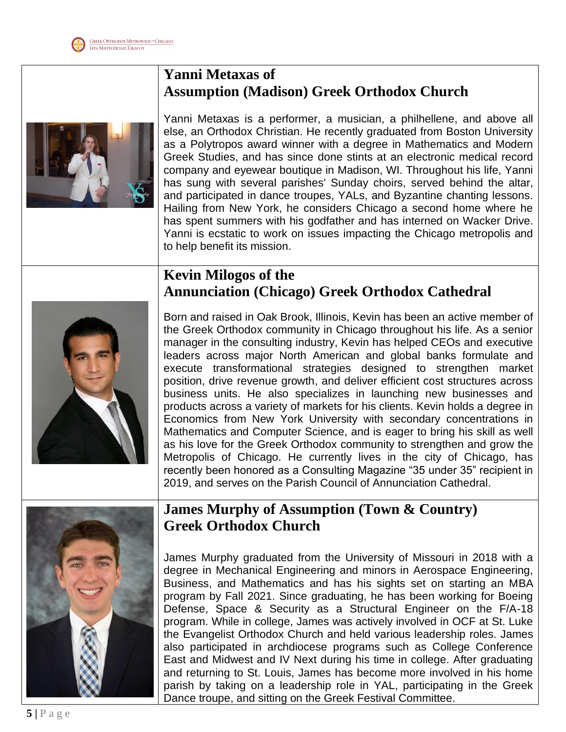## Yanni Metaxas of Assumption (Madison) Greek Orthodox Church

Yanni Metaxas is a performer, a musician, a philhellene, and above all else, an Orthodox Christian. He recently graduated from Boston University as a Polytropos award winner with a degree in Mathematics and Modern Greek Studies, and has since done stints at an electronic medical record company and eyewear boutique in Madison, WI. Throughout his life, Yanni has sung with several parishes' Sunday choirs, served behind the altar, and participated in dance troupes, YALs, and Byzantine chanting lessons. Hailing from New York, he considers Chicago a second home where he has spent summers with his godfather and has interned on Wacker Drive. Yanni is ecstatic to work on issues impacting the Chicago metropolis and to help benefit its mission.

## Kevin Milogos of the Annunciation (Chicago) Greek Orthodox Cathedral

Born and raised in Oak Brook, Illinois, Kevin has been an active member of the Greek Orthodox community in Chicago throughout his life. As a senior manager in the consulting industry, Kevin has helped CEOs and executive leaders across major North American and global banks formulate and execute transformational strategies designed to strengthen market position, drive revenue growth, and deliver efficient cost structures across business units. He also specializes in launching new businesses and products across a variety of markets for his clients. Kevin holds a degree in Economics from New York University with secondary concentrations in Mathematics and Computer Science, and is eager to bring his skill as well as his love for the Greek Orthodox community to strengthen and grow the Metropolis of Chicago. He currently lives in the city of Chicago, has recently been honored as a Consulting Magazine "35 under 35" recipient in 2019, and serves on the Parish Council of Annunciation Cathedral.

## James Murphy of Assumption (Town & Country) Greek Orthodox Church

James Murphy graduated from the University of Missouri in 2018 with a degree in Mechanical Engineering and minors in Aerospace Engineering, Business, and Mathematics and has his sights set on starting an MBA program by Fall 2021. Since graduating, he has been working for Boeing Defense, Space & Security as a Structural Engineer on the F/A-18 program. While in college, James was actively involved in OCF at St. Luke the Evangelist Orthodox Church and held various leadership roles. James also participated in archdiocese programs such as College Conference East and Midwest and IV Next during his time in college. After graduating and returning to St. Louis, James has become more involved in his home parish by taking on a leadership role in YAL, participating in the Greek Dance troupe, and sitting on the Greek Festival Committee.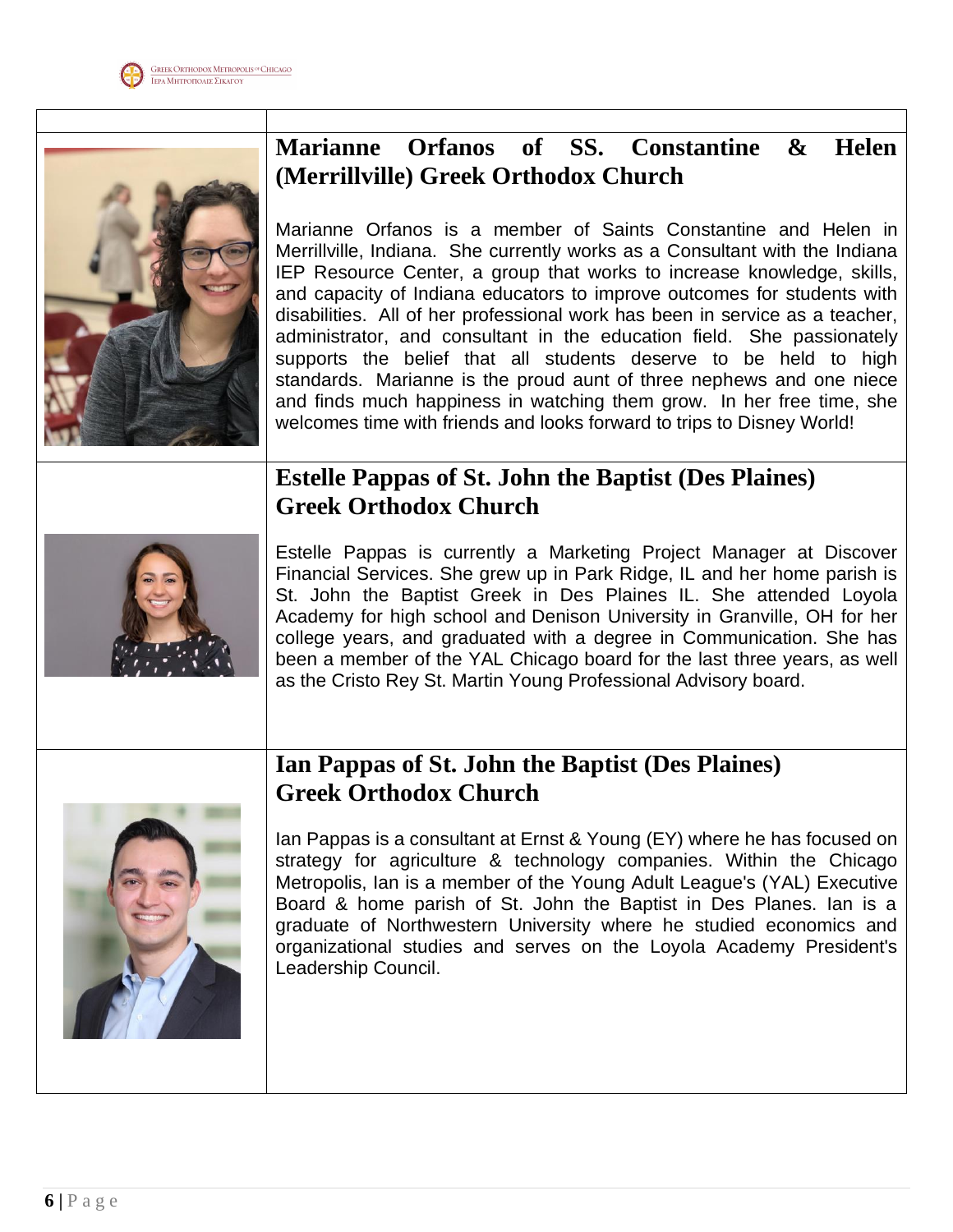## Marianne Orfanos of SS. Constantine & Helen (Merrillville) Greek Orthodox Church

Marianne Orfanos is a member of Saints Constantine and Helen in Merrillville, Indiana. She currently works as a Consultant with the Indiana IEP Resource Center, a group that works to increase knowledge, skills, and capacity of Indiana educators to improve outcomes for students with disabilities. All of her professional work has been in service as a teacher, administrator, and consultant in the education field. She passionately supports the belief that all students deserve to be held to high standards. Marianne is the proud aunt of three nephews and one niece and finds much happiness in watching them grow. In her free time, she welcomes time with friends and looks forward to trips to Disney World!

## Estelle Pappas of St. John the Baptist (Des Plaines) Greek Orthodox Church

Estelle Pappas is currently a Marketing Project Manager at Discover Financial Services. She grew up in Park Ridge, IL and her home parish is St. John the Baptist Greek in Des Plaines IL. She attended Loyola Academy for high school and Denison University in Granville, OH for her college years, and graduated with a degree in Communication. She has been a member of the YAL Chicago board for the last three years, as well as the Cristo Rey St. Martin Young Professional Advisory board.

## Ian Pappas of St. John the Baptist (Des Plaines) Greek Orthodox Church

Ian Pappas is a consultant at Ernst & Young (EY) where he has focused on strategy for agriculture & technology companies. Within the Chicago Metropolis, Ian is a member of the Young Adult League's (YAL) Executive Board & home parish of St. John the Baptist in Des Planes. Ian is a graduate of Northwestern University where he studied economics and organizational studies and serves on the Loyola Academy President's Leadership Council.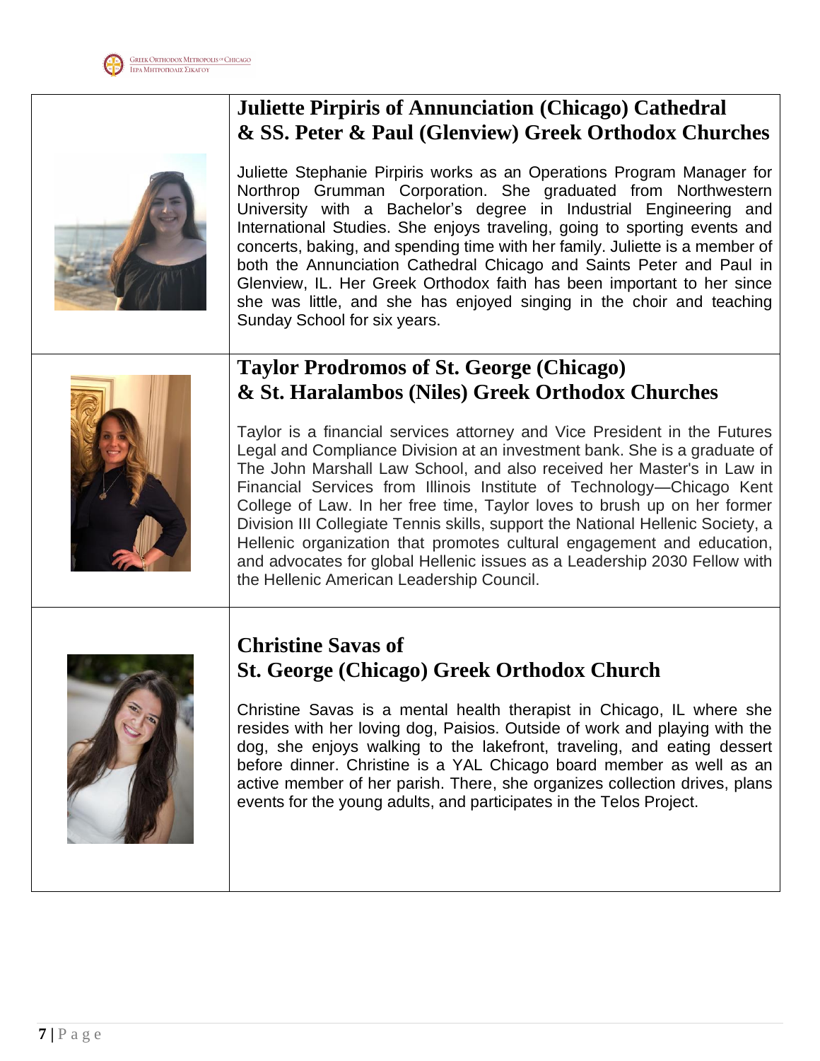## Juliette Pirpiris of Annunciation (Chicago) Cathedral & SS. Peter & Paul (Glenview) Greek Orthodox Churches

Juliette Stephanie Pirpiris works as an Operations Program Manager for Northrop Grumman Corporation. She graduated from Northwestern University with a Bachelor's degree in Industrial Engineering and International Studies. She enjoys traveling, going to sporting events and concerts, baking, and spending time with her family. Juliette is a member of both the Annunciation Cathedral Chicago and Saints Peter and Paul in Glenview, IL. Her Greek Orthodox faith has been important to her since she was little, and she has enjoyed singing in the choir and teaching Sunday School for six years.

## Taylor Prodromos of St. George (Chicago) & St. Haralambos (Niles) Greek Orthodox Churches

Taylor is a financial services attorney and Vice President in the Futures Legal and Compliance Division at an investment bank. She is a graduate of The John Marshall Law School, and also received her Master's in Law in Financial Services from Illinois Institute of Technology—Chicago Kent College of Law. In her free time, Taylor loves to brush up on her former Division III Collegiate Tennis skills, support the National Hellenic Society, a Hellenic organization that promotes cultural engagement and education, and advocates for global Hellenic issues as a Leadership 2030 Fellow with the Hellenic American Leadership Council.

## Christine Savas of St. George (Chicago) Greek Orthodox Church

Christine Savas is a mental health therapist in Chicago, IL where she resides with her loving dog, Paisios. Outside of work and playing with the dog, she enjoys walking to the lakefront, traveling, and eating dessert before dinner. Christine is a YAL Chicago board member as well as an active member of her parish. There, she organizes collection drives, plans events for the young adults, and participates in the Telos Project.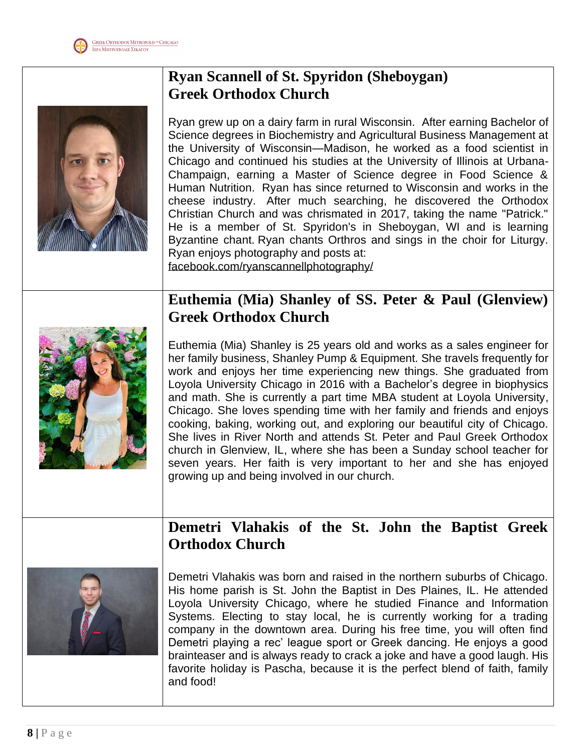## Ryan Scannell of St. Spyridon (Sheboygan) Greek Orthodox Church

Ryan grew up on a dairy farm in rural Wisconsin. After earning Bachelor of Science degrees in Biochemistry and Agricultural Business Management at the University of Wisconsin—Madison, he worked as a food scientist in Chicago and continued his studies at the University of Illinois at Urbana-Champaign, earning a Master of Science degree in Food Science & Human Nutrition. Ryan has since returned to Wisconsin and works in the cheese industry. After much searching, he discovered the Orthodox Christian Church and was chrismated in 2017, taking the name "Patrick." He is a member of St. Spyridon's in Sheboygan, WI and is learning Byzantine chant. Ryan chants Orthros and sings in the choir for Liturgy. Ryan enjoys photography and posts at: facebook.com/ryanscannellphotography/

## Euthemia (Mia) Shanley of SS. Peter & Paul (Glenview) Greek Orthodox Church

Euthemia (Mia) Shanley is 25 years old and works as a sales engineer for her family business, Shanley Pump & Equipment. She travels frequently for work and enjoys her time experiencing new things. She graduated from Loyola University Chicago in 2016 with a Bachelor's degree in biophysics and math. She is currently a part time MBA student at Loyola University, Chicago. She loves spending time with her family and friends and enjoys cooking, baking, working out, and exploring our beautiful city of Chicago. She lives in River North and attends St. Peter and Paul Greek Orthodox church in Glenview, IL, where she has been a Sunday school teacher for seven years. Her faith is very important to her and she has enjoyed growing up and being involved in our church.

## Demetri Vlahakis of the St. John the Baptist Greek Orthodox Church

Demetri Vlahakis was born and raised in the northern suburbs of Chicago. His home parish is St. John the Baptist in Des Plaines, IL. He attended Loyola University Chicago, where he studied Finance and Information Systems. Electing to stay local, he is currently working for a trading company in the downtown area. During his free time, you will often find Demetri playing a rec' league sport or Greek dancing. He enjoys a good brainteaser and is always ready to crack a joke and have a good laugh. His favorite holiday is Pascha, because it is the perfect blend of faith, family and food!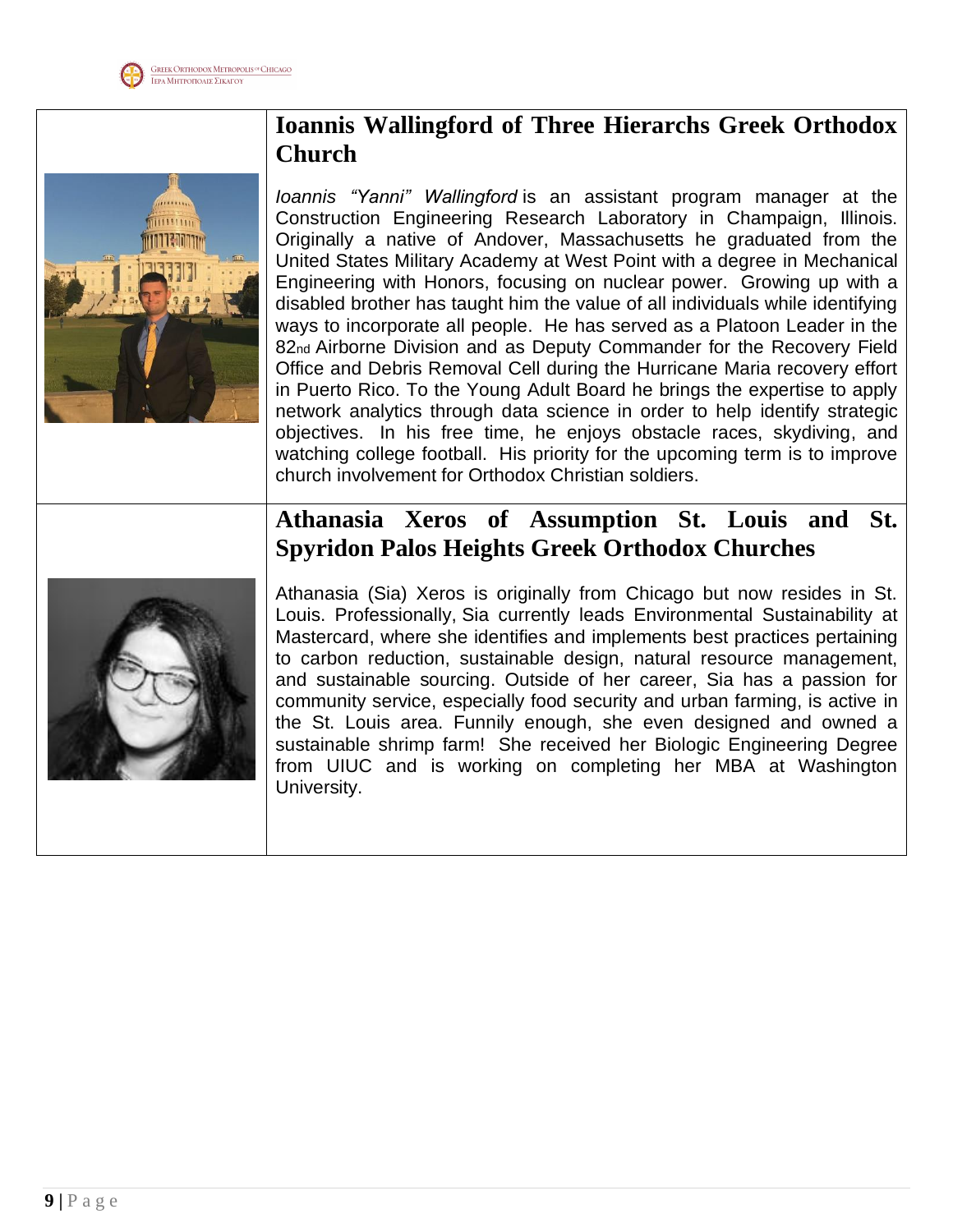## Ioannis Wallingford of Three Hierarchs Greek Orthodox Church

*Ioannis "Yanni" Wallingford* is an assistant program manager at the Construction Engineering Research Laboratory in Champaign, Illinois. Originally a native of Andover, Massachusetts he graduated from the United States Military Academy at West Point with a degree in Mechanical Engineering with Honors, focusing on nuclear power. Growing up with a disabled brother has taught him the value of all individuals while identifying ways to incorporate all people. He has served as a Platoon Leader in the 82nd Airborne Division and as Deputy Commander for the Recovery Field Office and Debris Removal Cell during the Hurricane Maria recovery effort in Puerto Rico. To the Young Adult Board he brings the expertise to apply network analytics through data science in order to help identify strategic objectives. In his free time, he enjoys obstacle races, skydiving, and watching college football. His priority for the upcoming term is to improve church involvement for Orthodox Christian soldiers.

## Athanasia Xeros of Assumption St. Louis and St. Spyridon Palos Heights Greek Orthodox Churches

Athanasia (Sia) Xeros is originally from Chicago but now resides in St. Louis. Professionally, Sia currently leads Environmental Sustainability at Mastercard, where she identifies and implements best practices pertaining to carbon reduction, sustainable design, natural resource management, and sustainable sourcing. Outside of her career, Sia has a passion for community service, especially food security and urban farming, is active in the St. Louis area. Funnily enough, she even designed and owned a sustainable shrimp farm! She received her Biologic Engineering Degree from UIUC and is working on completing her MBA at Washington University.